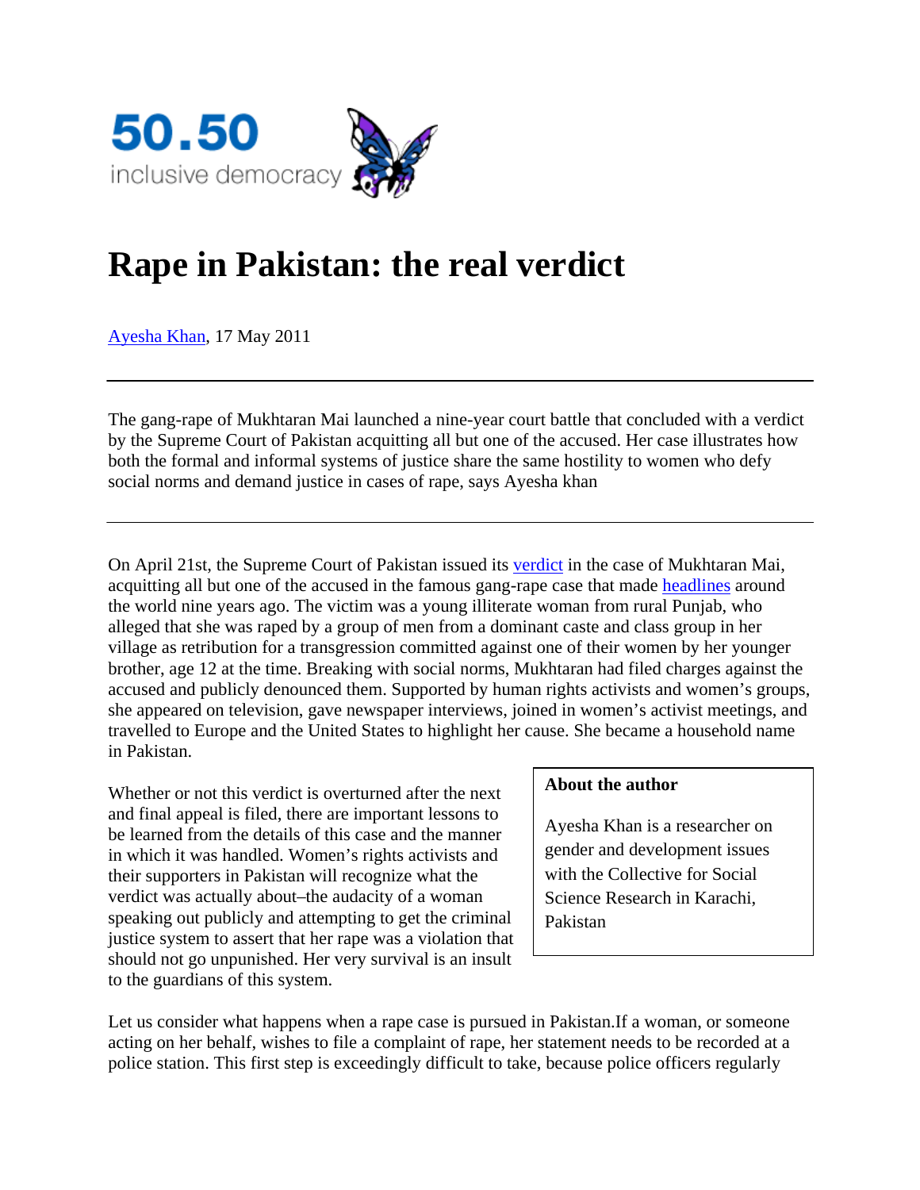50.50 inclusive democracy

# Rape in Pakistan: the real verdict

Ayesha Khan, 17 May 2011

---

The gang-rape of Mukhtaran Mai launched a nine-year court battle that concluded with a verdict by the Supreme Court of Pakistan acquitting all but one of the accused. Her case illustrates how both the formal and informal systems of justice share the same hostility to women who defy social norms and demand justice in cases of rape, says Ayesha khan

---

On April 21st, the Supreme Court of Pakistan issued its verdict in the case of Mukhtaran Mai, acquitting all but one of the accused in the famous gang-rape case that made headlines around the world nine years ago. The victim was a young illiterate woman from rural Punjab, who alleged that she was raped by a group of men from a dominant caste and class group in her village as retribution for a transgression committed against one of their women by her younger brother, age 12 at the time. Breaking with social norms, Mukhtaran had filed charges against the accused and publicly denounced them. Supported by human rights activists and women's groups, she appeared on television, gave newspaper interviews, joined in women's activist meetings, and travelled to Europe and the United States to highlight her cause. She became a household name in Pakistan.

Whether or not this verdict is overturned after the next and final appeal is filed, there are important lessons to be learned from the details of this case and the manner in which it was handled. Women's rights activists and their supporters in Pakistan will recognize what the verdict was actually about–the audacity of a woman speaking out publicly and attempting to get the criminal justice system to assert that her rape was a violation that should not go unpunished. Her very survival is an insult to the guardians of this system.

**About the author**

Ayesha Khan is a researcher on gender and development issues with the Collective for Social Science Research in Karachi, Pakistan

Let us consider what happens when a rape case is pursued in Pakistan.If a woman, or someone acting on her behalf, wishes to file a complaint of rape, her statement needs to be recorded at a police station. This first step is exceedingly difficult to take, because police officers regularly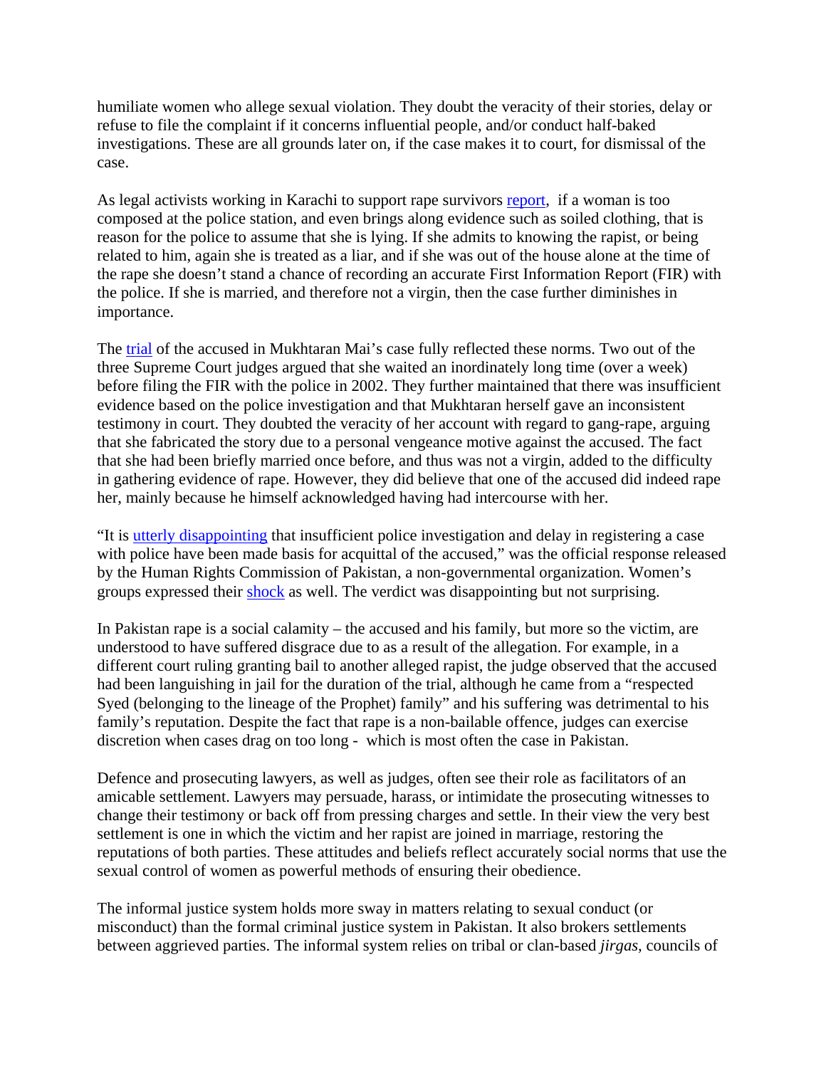humiliate women who allege sexual violation. They doubt the veracity of their stories, delay or refuse to file the complaint if it concerns influential people, and/or conduct half-baked investigations. These are all grounds later on, if the case makes it to court, for dismissal of the case.

As legal activists working in Karachi to support rape survivors report, if a woman is too composed at the police station, and even brings along evidence such as soiled clothing, that is reason for the police to assume that she is lying. If she admits to knowing the rapist, or being related to him, again she is treated as a liar, and if she was out of the house alone at the time of the rape she doesn't stand a chance of recording an accurate First Information Report (FIR) with the police. If she is married, and therefore not a virgin, then the case further diminishes in importance.

The trial of the accused in Mukhtaran Mai's case fully reflected these norms. Two out of the three Supreme Court judges argued that she waited an inordinately long time (over a week) before filing the FIR with the police in 2002. They further maintained that there was insufficient evidence based on the police investigation and that Mukhtaran herself gave an inconsistent testimony in court. They doubted the veracity of her account with regard to gang-rape, arguing that she fabricated the story due to a personal vengeance motive against the accused. The fact that she had been briefly married once before, and thus was not a virgin, added to the difficulty in gathering evidence of rape. However, they did believe that one of the accused did indeed rape her, mainly because he himself acknowledged having had intercourse with her.

"It is utterly disappointing that insufficient police investigation and delay in registering a case with police have been made basis for acquittal of the accused," was the official response released by the Human Rights Commission of Pakistan, a non-governmental organization. Women's groups expressed their shock as well. The verdict was disappointing but not surprising.

In Pakistan rape is a social calamity – the accused and his family, but more so the victim, are understood to have suffered disgrace due to as a result of the allegation. For example, in a different court ruling granting bail to another alleged rapist, the judge observed that the accused had been languishing in jail for the duration of the trial, although he came from a "respected Syed (belonging to the lineage of the Prophet) family" and his suffering was detrimental to his family's reputation. Despite the fact that rape is a non-bailable offence, judges can exercise discretion when cases drag on too long - which is most often the case in Pakistan.

Defence and prosecuting lawyers, as well as judges, often see their role as facilitators of an amicable settlement. Lawyers may persuade, harass, or intimidate the prosecuting witnesses to change their testimony or back off from pressing charges and settle. In their view the very best settlement is one in which the victim and her rapist are joined in marriage, restoring the reputations of both parties. These attitudes and beliefs reflect accurately social norms that use the sexual control of women as powerful methods of ensuring their obedience.

The informal justice system holds more sway in matters relating to sexual conduct (or misconduct) than the formal criminal justice system in Pakistan. It also brokers settlements between aggrieved parties. The informal system relies on tribal or clan-based *jirgas,* councils of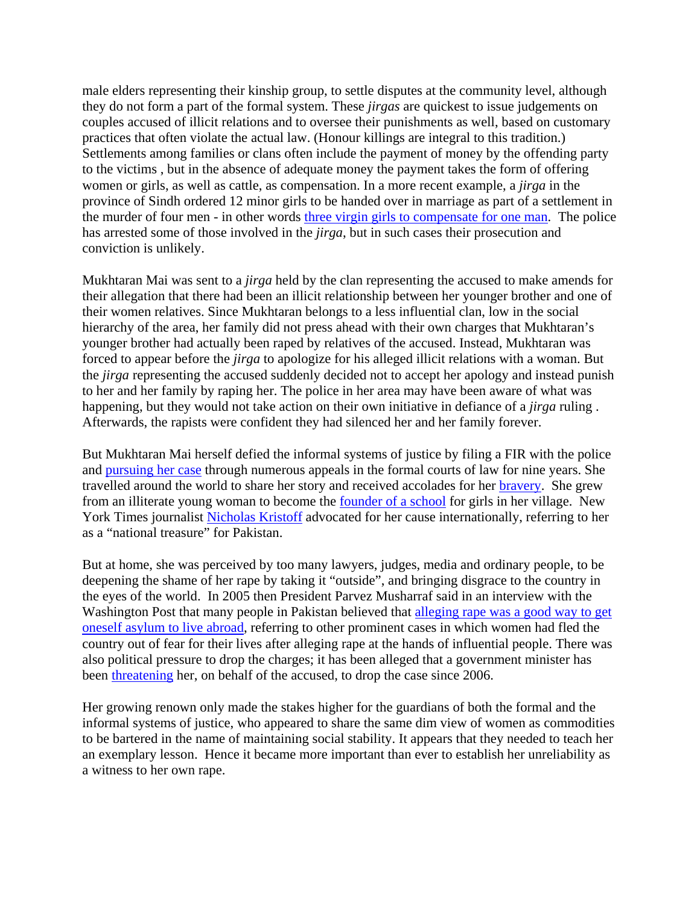male elders representing their kinship group, to settle disputes at the community level, although they do not form a part of the formal system. These *jirgas* are quickest to issue judgements on couples accused of illicit relations and to oversee their punishments as well, based on customary practices that often violate the actual law. (Honour killings are integral to this tradition.) Settlements among families or clans often include the payment of money by the offending party to the victims , but in the absence of adequate money the payment takes the form of offering women or girls, as well as cattle, as compensation. In a more recent example, a *jirga* in the province of Sindh ordered 12 minor girls to be handed over in marriage as part of a settlement in the murder of four men - in other words three virgin girls to compensate for one man. The police has arrested some of those involved in the *jirga*, but in such cases their prosecution and conviction is unlikely.

Mukhtaran Mai was sent to a *jirga* held by the clan representing the accused to make amends for their allegation that there had been an illicit relationship between her younger brother and one of their women relatives. Since Mukhtaran belongs to a less influential clan, low in the social hierarchy of the area, her family did not press ahead with their own charges that Mukhtaran's younger brother had actually been raped by relatives of the accused. Instead, Mukhtaran was forced to appear before the *jirga* to apologize for his alleged illicit relations with a woman. But the *jirga* representing the accused suddenly decided not to accept her apology and instead punish to her and her family by raping her. The police in her area may have been aware of what was happening, but they would not take action on their own initiative in defiance of a *jirga* ruling . Afterwards, the rapists were confident they had silenced her and her family forever.

But Mukhtaran Mai herself defied the informal systems of justice by filing a FIR with the police and pursuing her case through numerous appeals in the formal courts of law for nine years. She travelled around the world to share her story and received accolades for her bravery. She grew from an illiterate young woman to become the founder of a school for girls in her village. New York Times journalist Nicholas Kristoff advocated for her cause internationally, referring to her as a "national treasure" for Pakistan.

But at home, she was perceived by too many lawyers, judges, media and ordinary people, to be deepening the shame of her rape by taking it "outside", and bringing disgrace to the country in the eyes of the world. In 2005 then President Parvez Musharraf said in an interview with the Washington Post that many people in Pakistan believed that alleging rape was a good way to get oneself asylum to live abroad, referring to other prominent cases in which women had fled the country out of fear for their lives after alleging rape at the hands of influential people. There was also political pressure to drop the charges; it has been alleged that a government minister has been threatening her, on behalf of the accused, to drop the case since 2006.

Her growing renown only made the stakes higher for the guardians of both the formal and the informal systems of justice, who appeared to share the same dim view of women as commodities to be bartered in the name of maintaining social stability. It appears that they needed to teach her an exemplary lesson. Hence it became more important than ever to establish her unreliability as a witness to her own rape.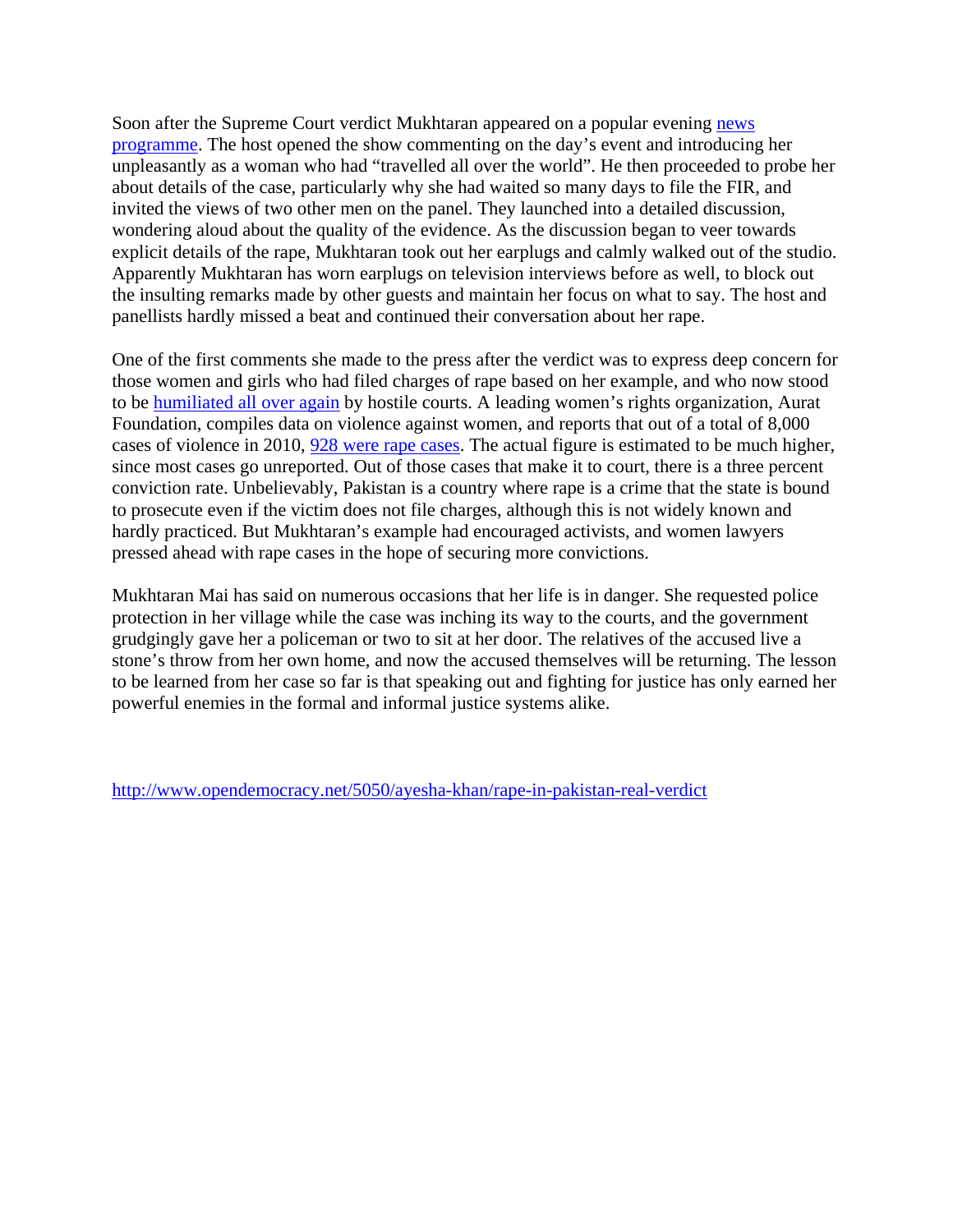Soon after the Supreme Court verdict Mukhtaran appeared on a popular evening [news programme](). The host opened the show commenting on the day's event and introducing her unpleasantly as a woman who had "travelled all over the world". He then proceeded to probe her about details of the case, particularly why she had waited so many days to file the FIR, and invited the views of two other men on the panel. They launched into a detailed discussion, wondering aloud about the quality of the evidence. As the discussion began to veer towards explicit details of the rape, Mukhtaran took out her earplugs and calmly walked out of the studio. Apparently Mukhtaran has worn earplugs on television interviews before as well, to block out the insulting remarks made by other guests and maintain her focus on what to say. The host and panellists hardly missed a beat and continued their conversation about her rape.

One of the first comments she made to the press after the verdict was to express deep concern for those women and girls who had filed charges of rape based on her example, and who now stood to be [humiliated all over again]() by hostile courts. A leading women's rights organization, Aurat Foundation, compiles data on violence against women, and reports that out of a total of 8,000 cases of violence in 2010, [928 were rape cases](). The actual figure is estimated to be much higher, since most cases go unreported. Out of those cases that make it to court, there is a three percent conviction rate. Unbelievably, Pakistan is a country where rape is a crime that the state is bound to prosecute even if the victim does not file charges, although this is not widely known and hardly practiced. But Mukhtaran's example had encouraged activists, and women lawyers pressed ahead with rape cases in the hope of securing more convictions.

Mukhtaran Mai has said on numerous occasions that her life is in danger. She requested police protection in her village while the case was inching its way to the courts, and the government grudgingly gave her a policeman or two to sit at her door. The relatives of the accused live a stone's throw from her own home, and now the accused themselves will be returning. The lesson to be learned from her case so far is that speaking out and fighting for justice has only earned her powerful enemies in the formal and informal justice systems alike.

http://www.opendemocracy.net/5050/ayesha-khan/rape-in-pakistan-real-verdict